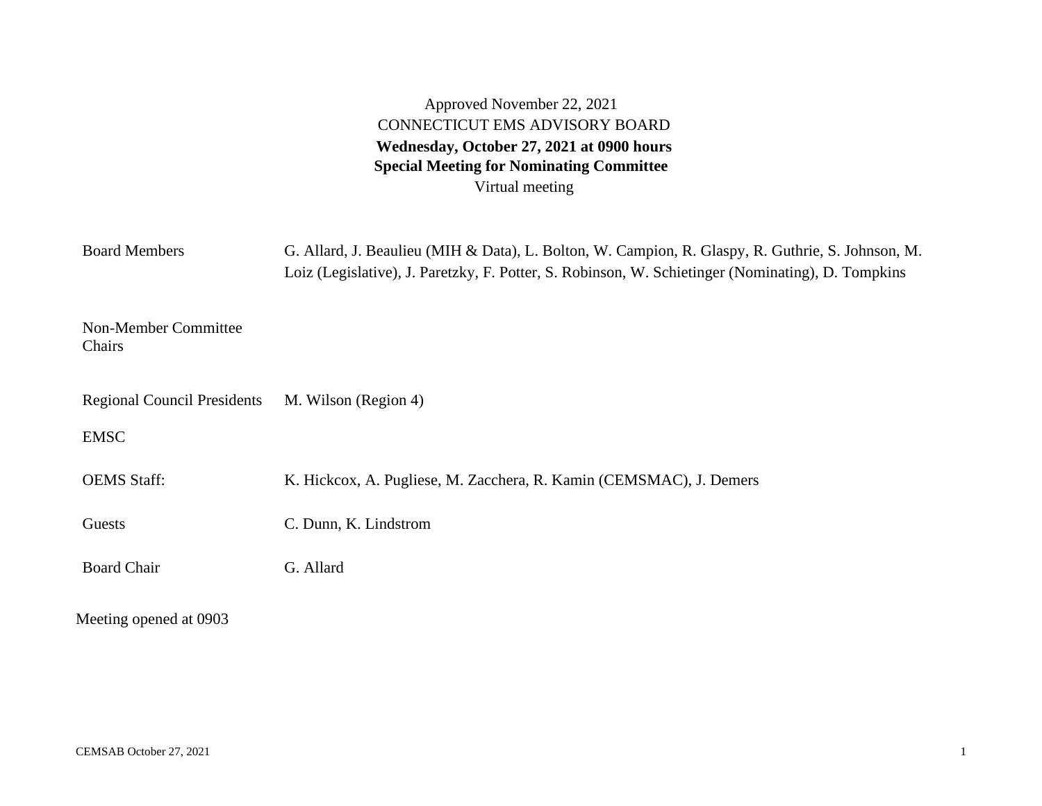Approved November 22, 2021

CONNECTICUT EMS ADVISORY BOARD

**Wednesday, October 27, 2021 at 0900 hours**

**Special Meeting for Nominating Committee**

Virtual meeting

| | |
|---|---|
| Board Members | G. Allard, J. Beaulieu (MIH & Data), L. Bolton, W. Campion, R. Glaspy, R. Guthrie, S. Johnson, M. Loiz (Legislative), J. Paretzky, F. Potter, S. Robinson, W. Schietinger (Nominating), D. Tompkins |
| Non-Member Committee Chairs | |
| Regional Council Presidents | M. Wilson (Region 4) |
| EMSC | |
| OEMS Staff: | K. Hickcox, A. Pugliese, M. Zacchera, R. Kamin (CEMSMAC), J. Demers |
| Guests | C. Dunn, K. Lindstrom |
| Board Chair | G. Allard |

Meeting opened at 0903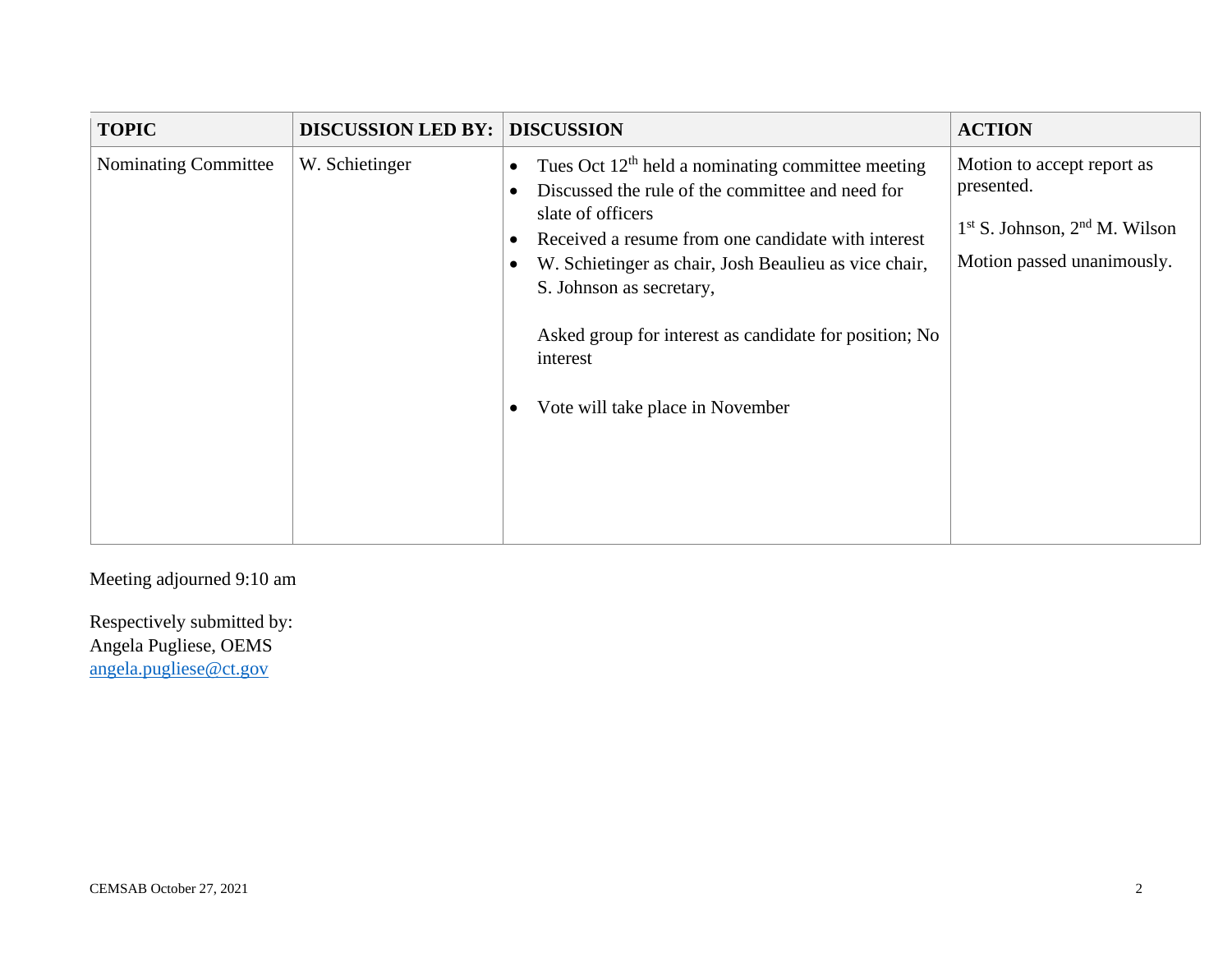| TOPIC | DISCUSSION LED BY: | DISCUSSION | ACTION |
|---|---|---|---|
| Nominating Committee | W. Schietinger | • Tues Oct 12th held a nominating committee meeting<br>• Discussed the rule of the committee and need for slate of officers<br>• Received a resume from one candidate with interest<br>• W. Schietinger as chair, Josh Beaulieu as vice chair, S. Johnson as secretary,<br><br>Asked group for interest as candidate for position; No interest<br><br>• Vote will take place in November | Motion to accept report as presented.<br><br>1st S. Johnson, 2nd M. Wilson<br><br>Motion passed unanimously. |

Meeting adjourned 9:10 am

Respectively submitted by:
Angela Pugliese, OEMS
angela.pugliese@ct.gov